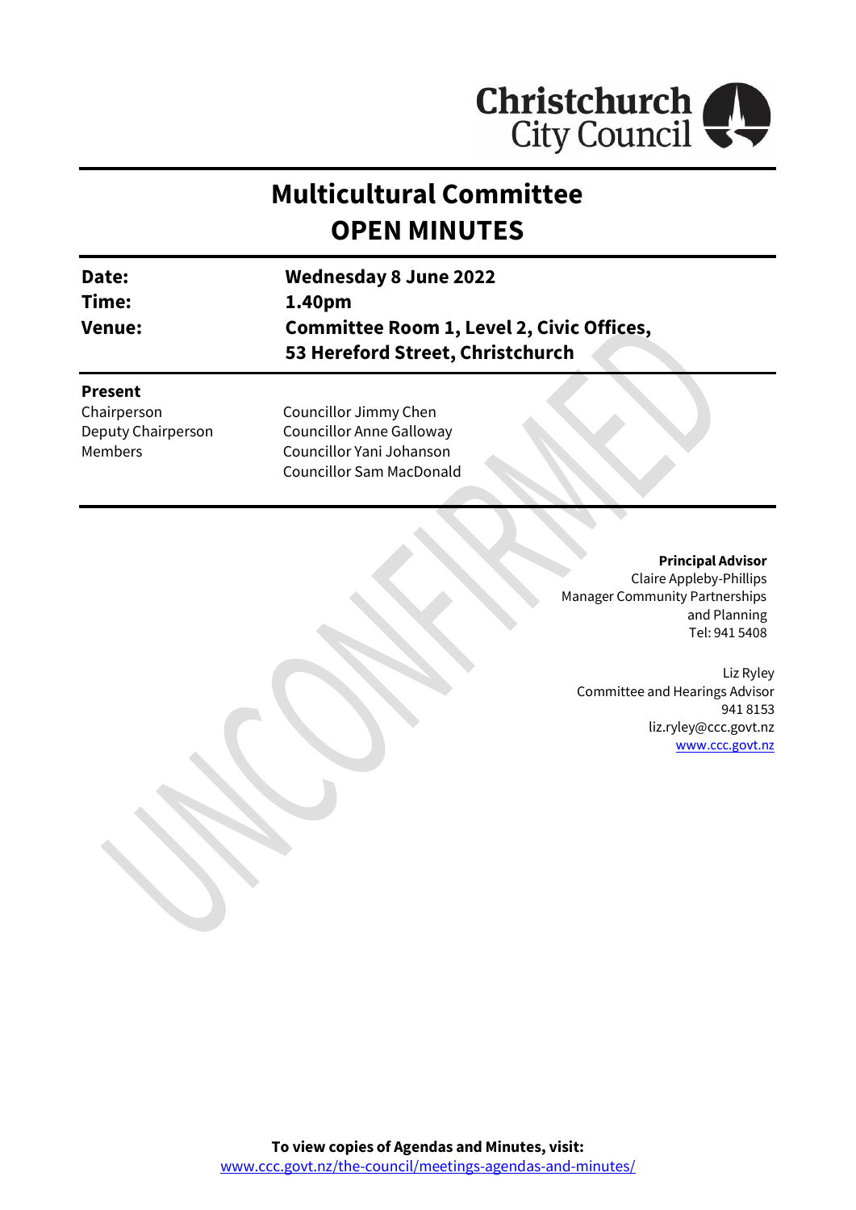Christchurch City Council

# Multicultural Committee
# OPEN MINUTES

| | |
|---|---|
| **Date:** | **Wednesday 8 June 2022** |
| **Time:** | **1.40pm** |
| **Venue:** | **Committee Room 1, Level 2, Civic Offices, 53 Hereford Street, Christchurch** |

**Present**

| | |
|---|---|
| Chairperson | Councillor Jimmy Chen |
| Deputy Chairperson | Councillor Anne Galloway |
| Members | Councillor Yani Johanson |
| | Councillor Sam MacDonald |

UNCONFIRMED

**Principal Advisor**
Claire Appleby-Phillips
Manager Community Partnerships and Planning
Tel: 941 5408

Liz Ryley
Committee and Hearings Advisor
941 8153
liz.ryley@ccc.govt.nz
www.ccc.govt.nz

**To view copies of Agendas and Minutes, visit:**
www.ccc.govt.nz/the-council/meetings-agendas-and-minutes/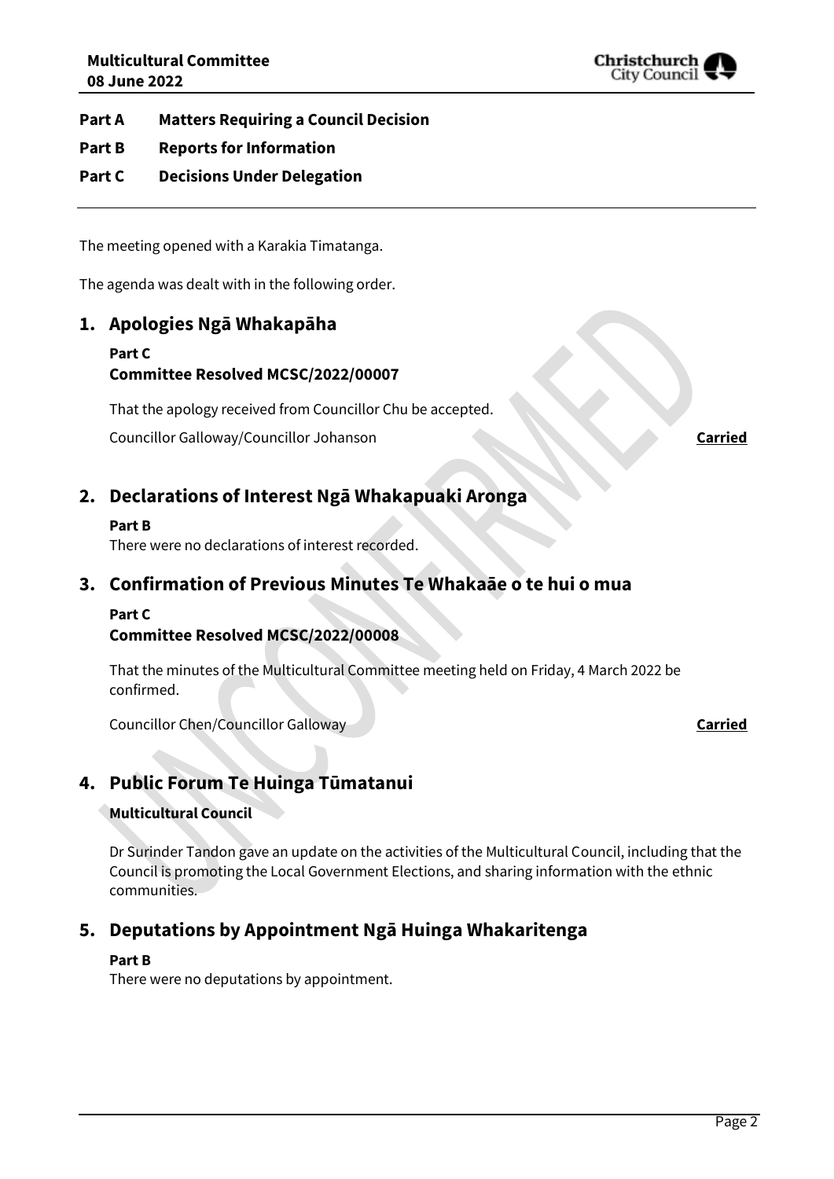**Part A Matters Requiring a Council Decision**

**Part B Reports for Information**

**Part C Decisions Under Delegation**

---

The meeting opened with a Karakia Timatanga.

The agenda was dealt with in the following order.

## 1. Apologies Ngā Whakapāha

**Part C**
**Committee Resolved MCSC/2022/00007**

That the apology received from Councillor Chu be accepted.

Councillor Galloway/Councillor Johanson **Carried**

## 2. Declarations of Interest Ngā Whakapuaki Aronga

**Part B**
There were no declarations of interest recorded.

## 3. Confirmation of Previous Minutes Te Whakaāe o te hui o mua

**Part C**
**Committee Resolved MCSC/2022/00008**

That the minutes of the Multicultural Committee meeting held on Friday, 4 March 2022 be confirmed.

Councillor Chen/Councillor Galloway **Carried**

## 4. Public Forum Te Huinga Tūmatanui

**Multicultural Council**

Dr Surinder Tandon gave an update on the activities of the Multicultural Council, including that the Council is promoting the Local Government Elections, and sharing information with the ethnic communities.

## 5. Deputations by Appointment Ngā Huinga Whakaritenga

**Part B**
There were no deputations by appointment.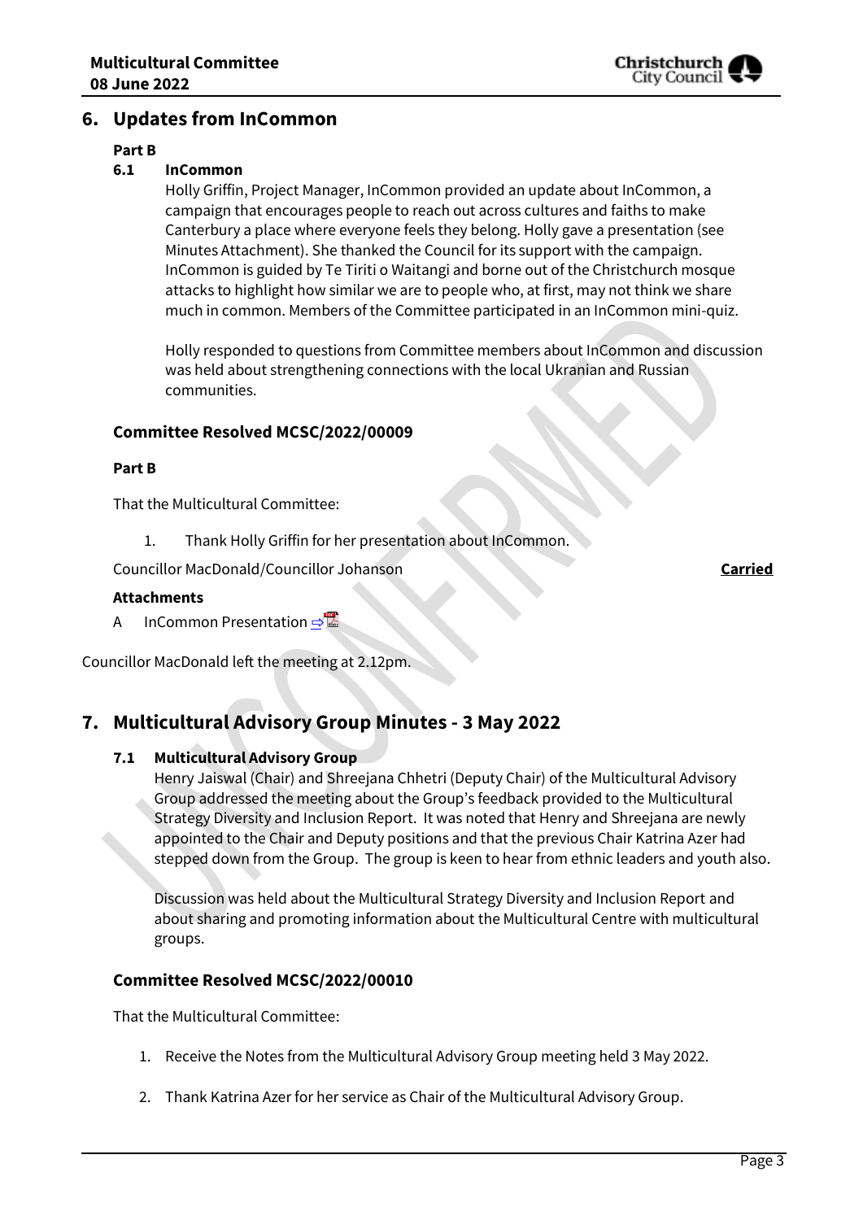## 6. Updates from InCommon

**Part B**

**6.1 InCommon**

Holly Griffin, Project Manager, InCommon provided an update about InCommon, a campaign that encourages people to reach out across cultures and faiths to make Canterbury a place where everyone feels they belong. Holly gave a presentation (see Minutes Attachment). She thanked the Council for its support with the campaign. InCommon is guided by Te Tiriti o Waitangi and borne out of the Christchurch mosque attacks to highlight how similar we are to people who, at first, may not think we share much in common. Members of the Committee participated in an InCommon mini-quiz.

Holly responded to questions from Committee members about InCommon and discussion was held about strengthening connections with the local Ukranian and Russian communities.

### Committee Resolved MCSC/2022/00009

**Part B**

That the Multicultural Committee:

1. Thank Holly Griffin for her presentation about InCommon.

Councillor MacDonald/Councillor Johanson **Carried**

**Attachments**

A InCommon Presentation

Councillor MacDonald left the meeting at 2.12pm.

## 7. Multicultural Advisory Group Minutes - 3 May 2022

**7.1 Multicultural Advisory Group**

Henry Jaiswal (Chair) and Shreejana Chhetri (Deputy Chair) of the Multicultural Advisory Group addressed the meeting about the Group's feedback provided to the Multicultural Strategy Diversity and Inclusion Report. It was noted that Henry and Shreejana are newly appointed to the Chair and Deputy positions and that the previous Chair Katrina Azer had stepped down from the Group. The group is keen to hear from ethnic leaders and youth also.

Discussion was held about the Multicultural Strategy Diversity and Inclusion Report and about sharing and promoting information about the Multicultural Centre with multicultural groups.

### Committee Resolved MCSC/2022/00010

That the Multicultural Committee:

1. Receive the Notes from the Multicultural Advisory Group meeting held 3 May 2022.

2. Thank Katrina Azer for her service as Chair of the Multicultural Advisory Group.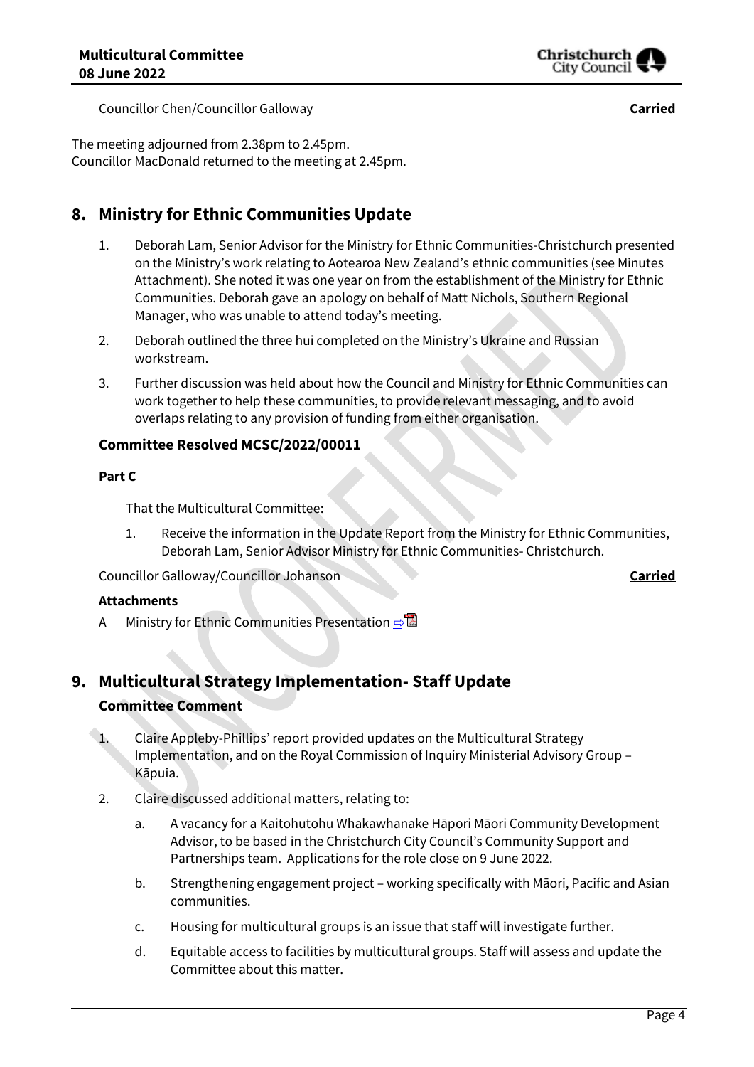Councillor Chen/Councillor Galloway **Carried**

The meeting adjourned from 2.38pm to 2.45pm.
Councillor MacDonald returned to the meeting at 2.45pm.

## 8. Ministry for Ethnic Communities Update

1. Deborah Lam, Senior Advisor for the Ministry for Ethnic Communities-Christchurch presented on the Ministry's work relating to Aotearoa New Zealand's ethnic communities (see Minutes Attachment). She noted it was one year on from the establishment of the Ministry for Ethnic Communities. Deborah gave an apology on behalf of Matt Nichols, Southern Regional Manager, who was unable to attend today's meeting.
2. Deborah outlined the three hui completed on the Ministry's Ukraine and Russian workstream.
3. Further discussion was held about how the Council and Ministry for Ethnic Communities can work together to help these communities, to provide relevant messaging, and to avoid overlaps relating to any provision of funding from either organisation.

### Committee Resolved MCSC/2022/00011

**Part C**

That the Multicultural Committee:

1. Receive the information in the Update Report from the Ministry for Ethnic Communities, Deborah Lam, Senior Advisor Ministry for Ethnic Communities- Christchurch.

Councillor Galloway/Councillor Johanson **Carried**

**Attachments**

A Ministry for Ethnic Communities Presentation

## 9. Multicultural Strategy Implementation- Staff Update

### Committee Comment

1. Claire Appleby-Phillips' report provided updates on the Multicultural Strategy Implementation, and on the Royal Commission of Inquiry Ministerial Advisory Group – Kāpuia.
2. Claire discussed additional matters, relating to:
   a. A vacancy for a Kaitohutohu Whakawhanake Hāpori Māori Community Development Advisor, to be based in the Christchurch City Council's Community Support and Partnerships team. Applications for the role close on 9 June 2022.
   b. Strengthening engagement project – working specifically with Māori, Pacific and Asian communities.
   c. Housing for multicultural groups is an issue that staff will investigate further.
   d. Equitable access to facilities by multicultural groups. Staff will assess and update the Committee about this matter.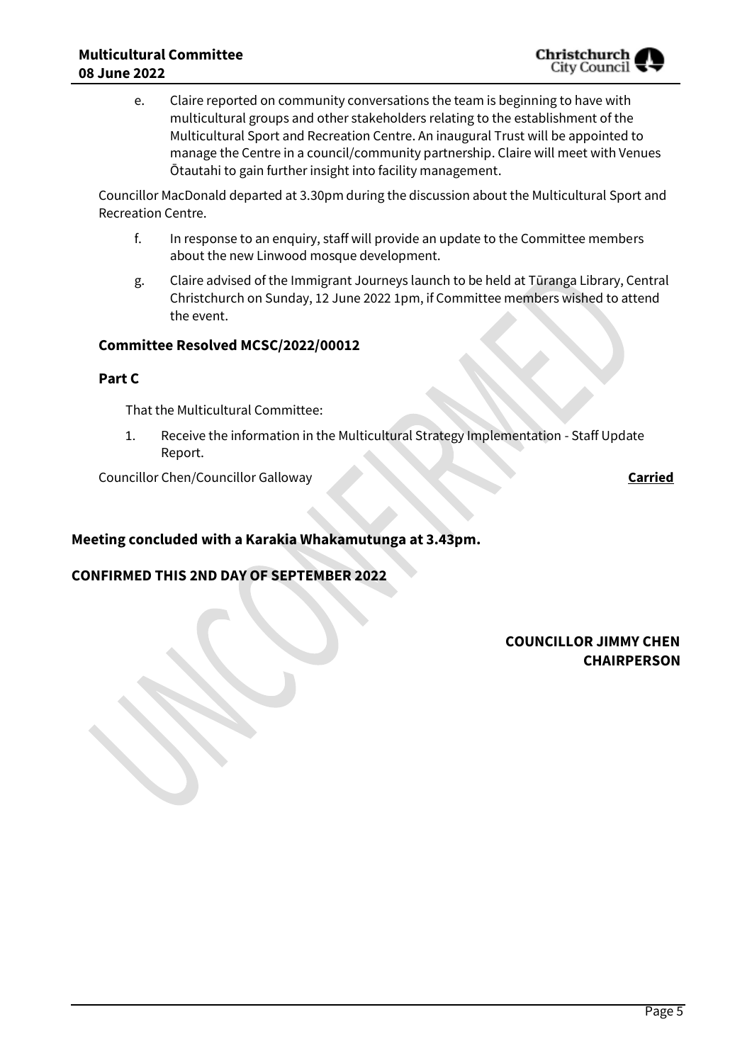e. Claire reported on community conversations the team is beginning to have with multicultural groups and other stakeholders relating to the establishment of the Multicultural Sport and Recreation Centre. An inaugural Trust will be appointed to manage the Centre in a council/community partnership. Claire will meet with Venues Ōtautahi to gain further insight into facility management.

Councillor MacDonald departed at 3.30pm during the discussion about the Multicultural Sport and Recreation Centre.

f. In response to an enquiry, staff will provide an update to the Committee members about the new Linwood mosque development.

g. Claire advised of the Immigrant Journeys launch to be held at Tūranga Library, Central Christchurch on Sunday, 12 June 2022 1pm, if Committee members wished to attend the event.

**Committee Resolved MCSC/2022/00012**

**Part C**

That the Multicultural Committee:

1. Receive the information in the Multicultural Strategy Implementation - Staff Update Report.

Councillor Chen/Councillor Galloway **Carried**

**Meeting concluded with a Karakia Whakamutunga at 3.43pm.**

**CONFIRMED THIS 2ND DAY OF SEPTEMBER 2022**

**COUNCILLOR JIMMY CHEN**
**CHAIRPERSON**